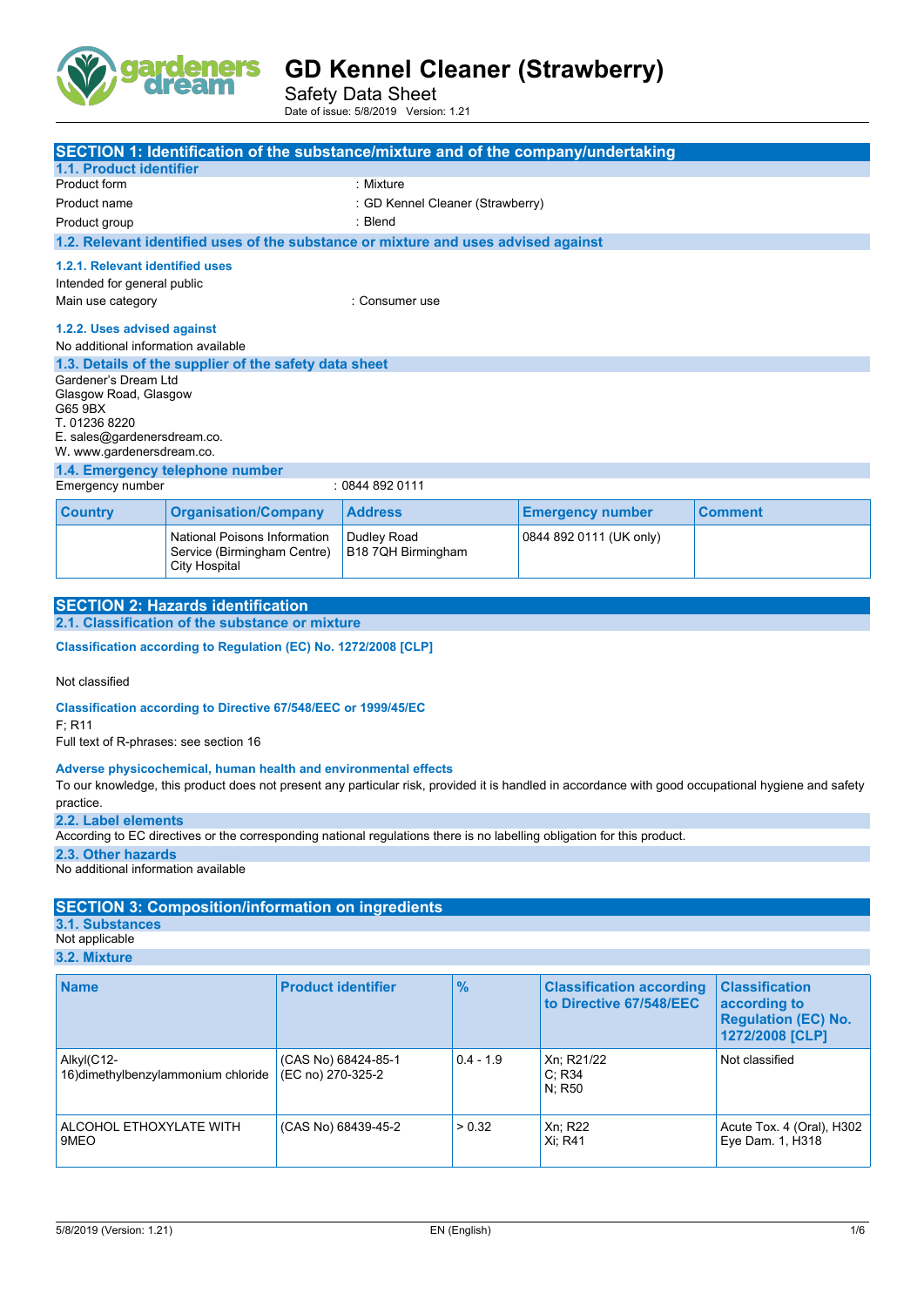# GD Kennel Cleaner (Strawberry)

Safety Data Sheet

Date of issue: 5/8/2019 Version: 1.21

## SECTION 1: Identification of the substance/mixture and of the company/undertaking

### 1.1. Product identifier

Product form : Mixture

Product name : GD Kennel Cleaner (Strawberry)

Product group : Blend

### 1.2. Relevant identified uses of the substance or mixture and uses advised against

#### 1.2.1. Relevant identified uses

Intended for general public

Main use category : Consumer use

#### 1.2.2. Uses advised against

No additional information available

### 1.3. Details of the supplier of the safety data sheet

Gardener's Dream Ltd
Glasgow Road, Glasgow
G65 9BX
T. 01236 8220
E. sales@gardenersdream.co.
W. www.gardenersdream.co.

### 1.4. Emergency telephone number

Emergency number : 0844 892 0111

| Country | Organisation/Company | Address | Emergency number | Comment |
|---|---|---|---|---|
| | National Poisons Information Service (Birmingham Centre) City Hospital | Dudley Road B18 7QH Birmingham | 0844 892 0111 (UK only) | |

## SECTION 2: Hazards identification

### 2.1. Classification of the substance or mixture

**Classification according to Regulation (EC) No. 1272/2008 [CLP]**

Not classified

**Classification according to Directive 67/548/EEC or 1999/45/EC**

F; R11

Full text of R-phrases: see section 16

**Adverse physicochemical, human health and environmental effects**

To our knowledge, this product does not present any particular risk, provided it is handled in accordance with good occupational hygiene and safety practice.

### 2.2. Label elements

According to EC directives or the corresponding national regulations there is no labelling obligation for this product.

### 2.3. Other hazards

No additional information available

## SECTION 3: Composition/information on ingredients

### 3.1. Substances

Not applicable

### 3.2. Mixture

| Name | Product identifier | % | Classification according to Directive 67/548/EEC | Classification according to Regulation (EC) No. 1272/2008 [CLP] |
|---|---|---|---|---|
| Alkyl(C12-16)dimethylbenzylammonium chloride | (CAS No) 68424-85-1<br>(EC no) 270-325-2 | 0.4 - 1.9 | Xn; R21/22<br>C; R34<br>N; R50 | Not classified |
| ALCOHOL ETHOXYLATE WITH 9MEO | (CAS No) 68439-45-2 | > 0.32 | Xn; R22<br>Xi; R41 | Acute Tox. 4 (Oral), H302<br>Eye Dam. 1, H318 |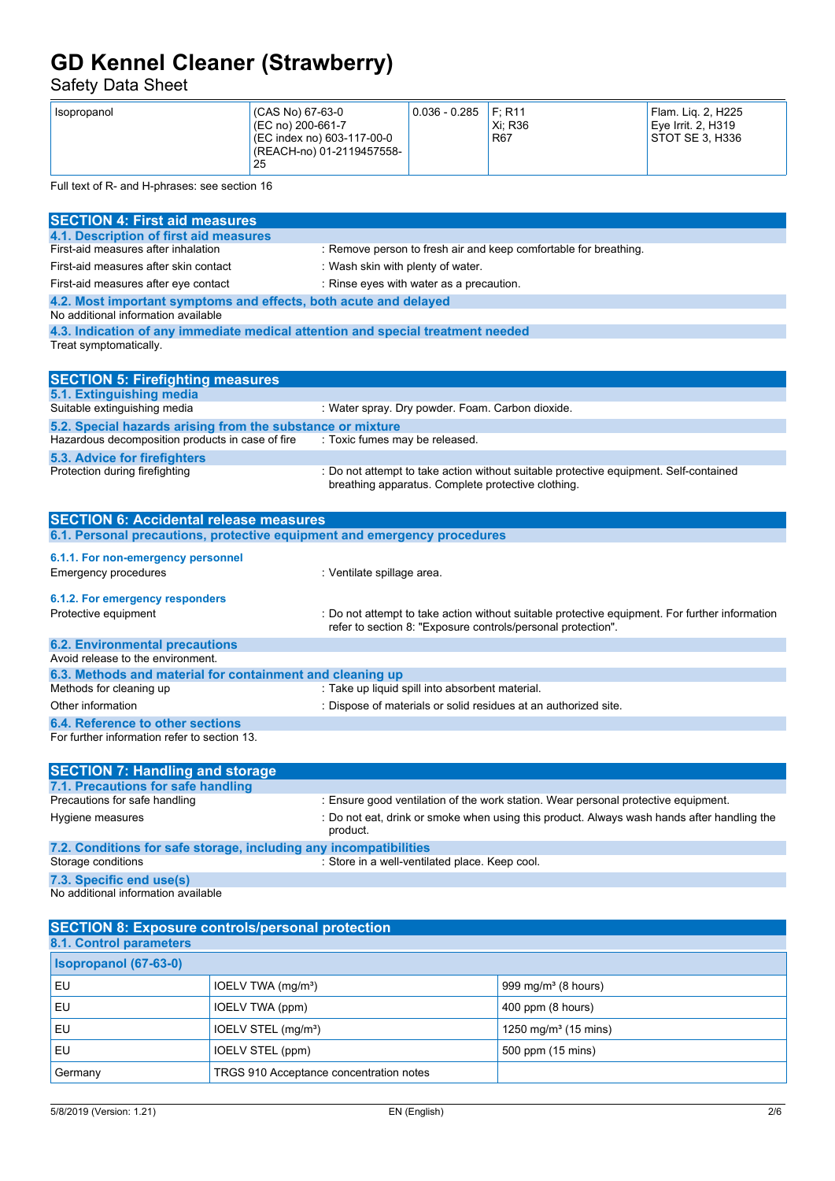| Isopropanol | (CAS No) 67-63-0<br>(EC no) 200-661-7<br>(EC index no) 603-117-00-0<br>(REACH-no) 01-2119457558-25 | 0.036 - 0.285 | F; R11<br>Xi; R36<br>R67 | Flam. Liq. 2, H225<br>Eye Irrit. 2, H319<br>STOT SE 3, H336 |
|---|---|---|---|---|

Full text of R- and H-phrases: see section 16

## SECTION 4: First aid measures

### 4.1. Description of first aid measures

First-aid measures after inhalation : Remove person to fresh air and keep comfortable for breathing.

First-aid measures after skin contact : Wash skin with plenty of water.

First-aid measures after eye contact : Rinse eyes with water as a precaution.

### 4.2. Most important symptoms and effects, both acute and delayed

No additional information available

### 4.3. Indication of any immediate medical attention and special treatment needed

Treat symptomatically.

## SECTION 5: Firefighting measures

### 5.1. Extinguishing media

Suitable extinguishing media : Water spray. Dry powder. Foam. Carbon dioxide.

### 5.2. Special hazards arising from the substance or mixture

Hazardous decomposition products in case of fire : Toxic fumes may be released.

### 5.3. Advice for firefighters

Protection during firefighting : Do not attempt to take action without suitable protective equipment. Self-contained breathing apparatus. Complete protective clothing.

## SECTION 6: Accidental release measures

### 6.1. Personal precautions, protective equipment and emergency procedures

#### 6.1.1. For non-emergency personnel

Emergency procedures : Ventilate spillage area.

#### 6.1.2. For emergency responders

Protective equipment : Do not attempt to take action without suitable protective equipment. For further information refer to section 8: "Exposure controls/personal protection".

### 6.2. Environmental precautions

Avoid release to the environment.

### 6.3. Methods and material for containment and cleaning up

Methods for cleaning up : Take up liquid spill into absorbent material.

Other information : Dispose of materials or solid residues at an authorized site.

### 6.4. Reference to other sections

For further information refer to section 13.

## SECTION 7: Handling and storage

### 7.1. Precautions for safe handling

Precautions for safe handling : Ensure good ventilation of the work station. Wear personal protective equipment.

Hygiene measures : Do not eat, drink or smoke when using this product. Always wash hands after handling the product.

### 7.2. Conditions for safe storage, including any incompatibilities

Storage conditions : Store in a well-ventilated place. Keep cool.

### 7.3. Specific end use(s)

No additional information available

## SECTION 8: Exposure controls/personal protection

### 8.1. Control parameters

| Isopropanol (67-63-0) | | |
|---|---|---|
| EU | IOELV TWA (mg/m³) | 999 mg/m³ (8 hours) |
| EU | IOELV TWA (ppm) | 400 ppm (8 hours) |
| EU | IOELV STEL (mg/m³) | 1250 mg/m³ (15 mins) |
| EU | IOELV STEL (ppm) | 500 ppm (15 mins) |
| Germany | TRGS 910 Acceptance concentration notes | |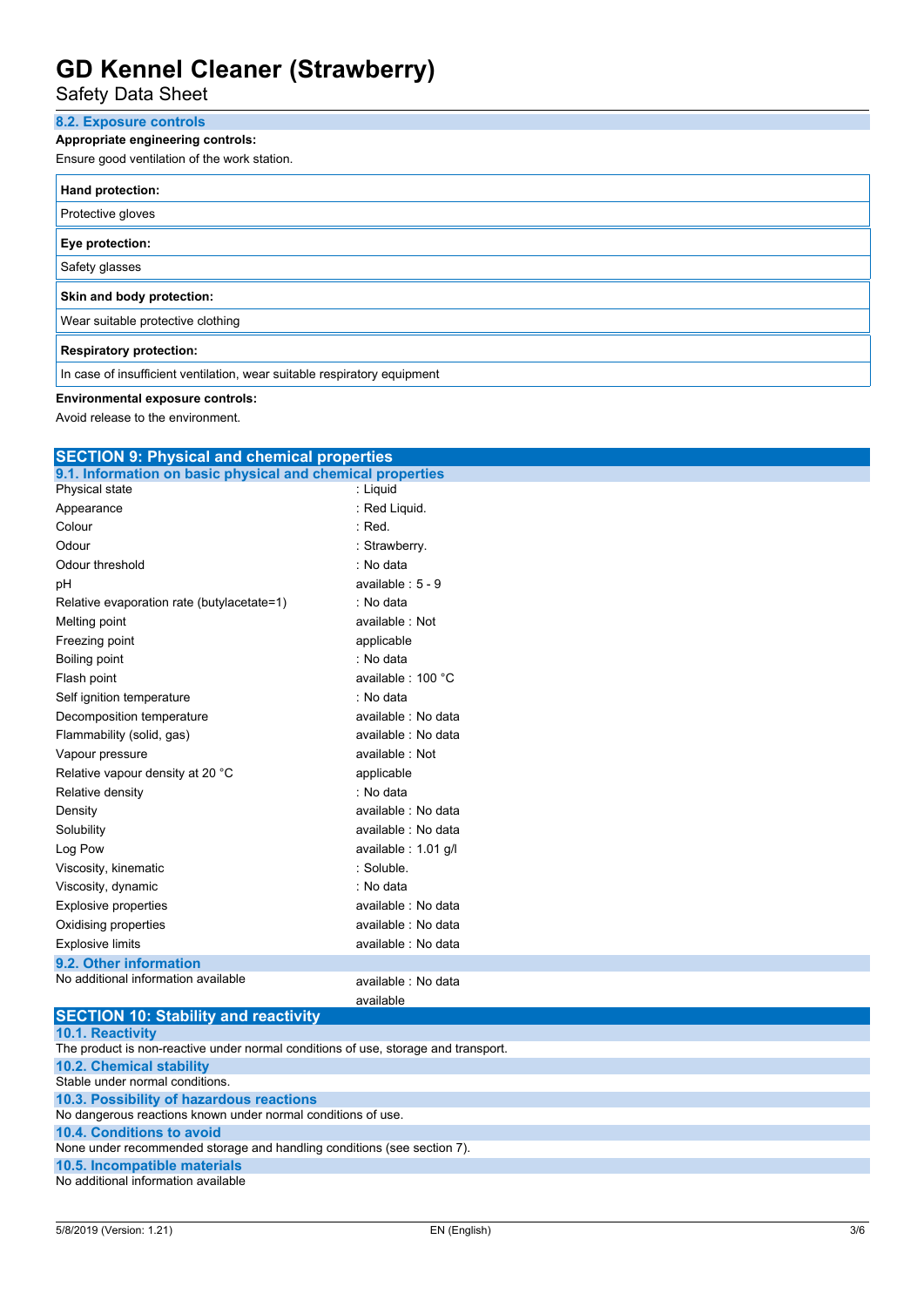### 8.2. Exposure controls

**Appropriate engineering controls:**

Ensure good ventilation of the work station.

| **Hand protection:** |
|---|
| Protective gloves |

| **Eye protection:** |
|---|
| Safety glasses |

| **Skin and body protection:** |
|---|
| Wear suitable protective clothing |

| **Respiratory protection:** |
|---|
| In case of insufficient ventilation, wear suitable respiratory equipment |

**Environmental exposure controls:**

Avoid release to the environment.

## SECTION 9: Physical and chemical properties

### 9.1. Information on basic physical and chemical properties

| | |
|---|---|
| Physical state | : Liquid |
| Appearance | : Red Liquid. |
| Colour | : Red. |
| Odour | : Strawberry. |
| Odour threshold | : No data |
| pH | available : 5 - 9 |
| Relative evaporation rate (butylacetate=1) | : No data |
| Melting point | available : Not |
| Freezing point | applicable |
| Boiling point | : No data |
| Flash point | available : 100 °C |
| Self ignition temperature | : No data |
| Decomposition temperature | available : No data |
| Flammability (solid, gas) | available : No data |
| Vapour pressure | available : Not |
| Relative vapour density at 20 °C | applicable |
| Relative density | : No data |
| Density | available : No data |
| Solubility | available : No data |
| Log Pow | available : 1.01 g/l |
| Viscosity, kinematic | : Soluble. |
| Viscosity, dynamic | : No data |
| Explosive properties | available : No data |
| Oxidising properties | available : No data |
| Explosive limits | available : No data |

### 9.2. Other information

| | |
|---|---|
| No additional information available | available : No data |
| | available |

## SECTION 10: Stability and reactivity

### 10.1. Reactivity

The product is non-reactive under normal conditions of use, storage and transport.

### 10.2. Chemical stability

Stable under normal conditions.

### 10.3. Possibility of hazardous reactions

No dangerous reactions known under normal conditions of use.

### 10.4. Conditions to avoid

None under recommended storage and handling conditions (see section 7).

### 10.5. Incompatible materials

No additional information available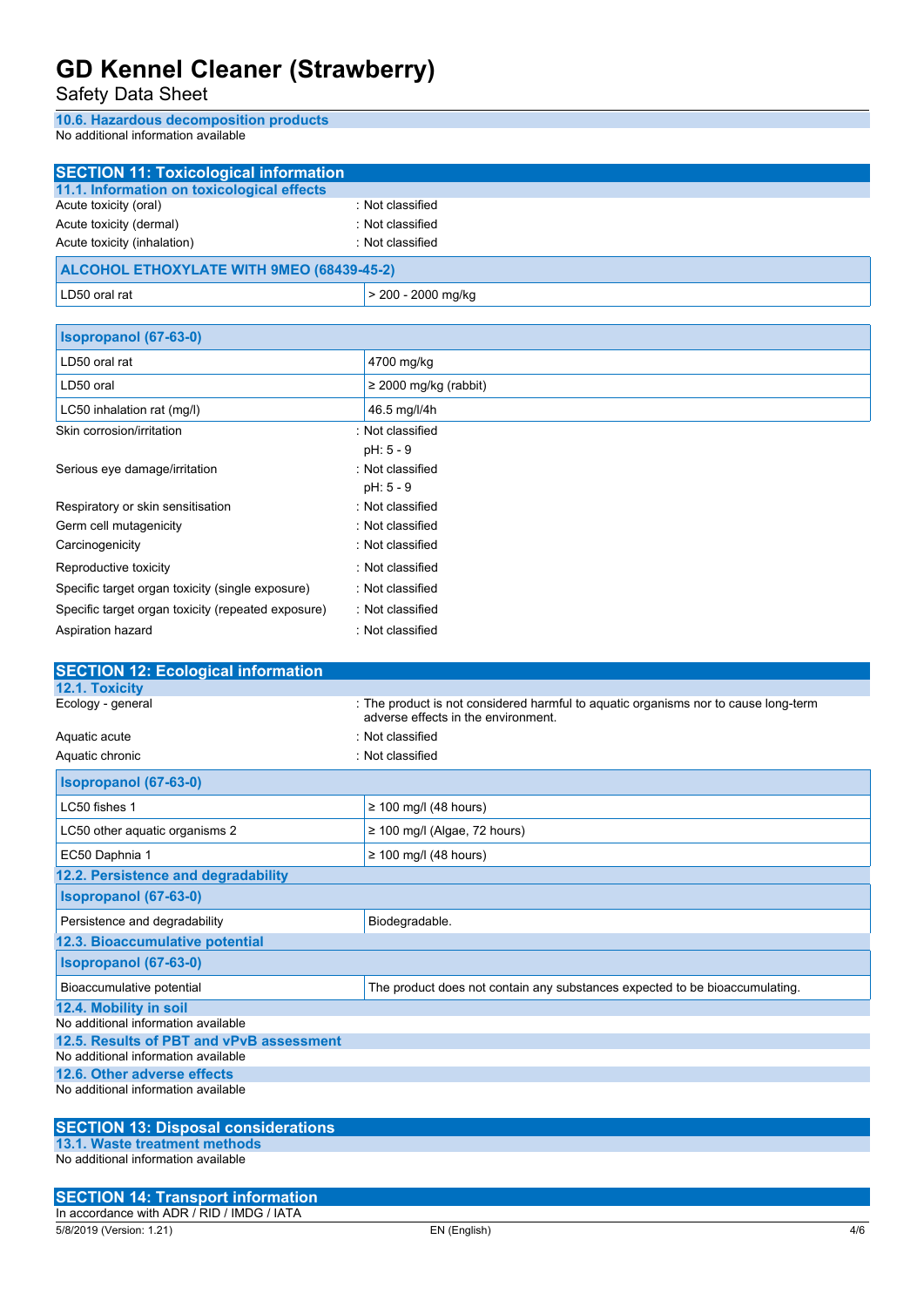### 10.6. Hazardous decomposition products

No additional information available

## SECTION 11: Toxicological information

### 11.1. Information on toxicological effects

Acute toxicity (oral) : Not classified

Acute toxicity (dermal) : Not classified

Acute toxicity (inhalation) : Not classified

| ALCOHOL ETHOXYLATE WITH 9MEO (68439-45-2) | |
|---|---|
| LD50 oral rat | > 200 - 2000 mg/kg |

| Isopropanol (67-63-0) | |
|---|---|
| LD50 oral rat | 4700 mg/kg |
| LD50 oral | ≥ 2000 mg/kg (rabbit) |
| LC50 inhalation rat (mg/l) | 46.5 mg/l/4h |

Skin corrosion/irritation : Not classified
pH: 5 - 9

Serious eye damage/irritation : Not classified
pH: 5 - 9

Respiratory or skin sensitisation : Not classified

Germ cell mutagenicity : Not classified

Carcinogenicity : Not classified

Reproductive toxicity : Not classified

Specific target organ toxicity (single exposure) : Not classified

Specific target organ toxicity (repeated exposure) : Not classified

Aspiration hazard : Not classified

## SECTION 12: Ecological information

### 12.1. Toxicity

Ecology - general : The product is not considered harmful to aquatic organisms nor to cause long-term adverse effects in the environment.

Aquatic acute : Not classified

Aquatic chronic : Not classified

| Isopropanol (67-63-0) | |
|---|---|
| LC50 fishes 1 | ≥ 100 mg/l (48 hours) |
| LC50 other aquatic organisms 2 | ≥ 100 mg/l (Algae, 72 hours) |
| EC50 Daphnia 1 | ≥ 100 mg/l (48 hours) |

### 12.2. Persistence and degradability

| Isopropanol (67-63-0) | |
|---|---|
| Persistence and degradability | Biodegradable. |

### 12.3. Bioaccumulative potential

| Isopropanol (67-63-0) | |
|---|---|
| Bioaccumulative potential | The product does not contain any substances expected to be bioaccumulating. |

### 12.4. Mobility in soil

No additional information available

### 12.5. Results of PBT and vPvB assessment

No additional information available

### 12.6. Other adverse effects

No additional information available

## SECTION 13: Disposal considerations

### 13.1. Waste treatment methods

No additional information available

## SECTION 14: Transport information

In accordance with ADR / RID / IMDG / IATA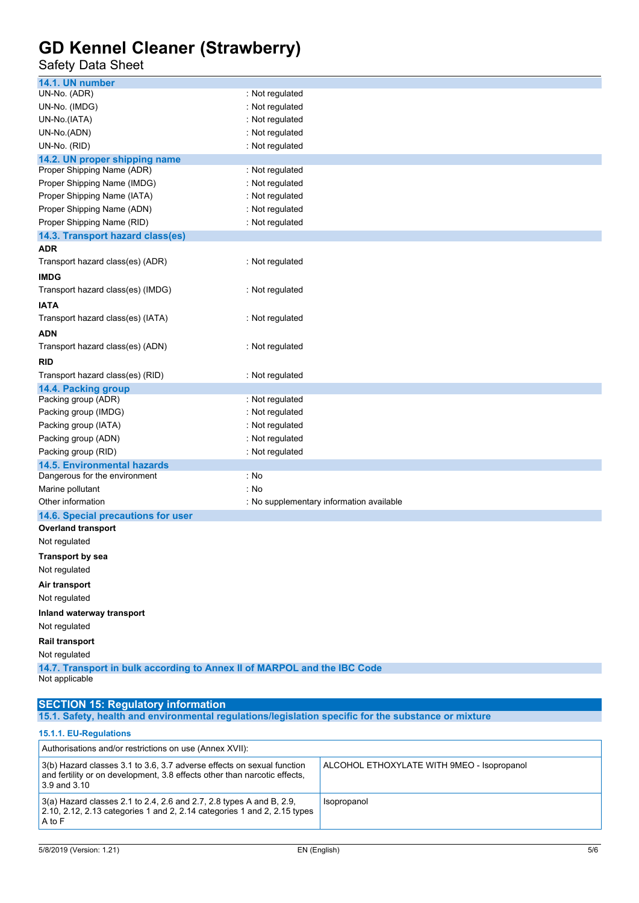### 14.1. UN number

| | |
|---|---|
| UN-No. (ADR) | : Not regulated |
| UN-No. (IMDG) | : Not regulated |
| UN-No.(IATA) | : Not regulated |
| UN-No.(ADN) | : Not regulated |
| UN-No. (RID) | : Not regulated |

### 14.2. UN proper shipping name

| | |
|---|---|
| Proper Shipping Name (ADR) | : Not regulated |
| Proper Shipping Name (IMDG) | : Not regulated |
| Proper Shipping Name (IATA) | : Not regulated |
| Proper Shipping Name (ADN) | : Not regulated |
| Proper Shipping Name (RID) | : Not regulated |

### 14.3. Transport hazard class(es)

**ADR**

Transport hazard class(es) (ADR) : Not regulated

**IMDG**

Transport hazard class(es) (IMDG) : Not regulated

**IATA**

Transport hazard class(es) (IATA) : Not regulated

**ADN**

Transport hazard class(es) (ADN) : Not regulated

**RID**

Transport hazard class(es) (RID) : Not regulated

### 14.4. Packing group

| | |
|---|---|
| Packing group (ADR) | : Not regulated |
| Packing group (IMDG) | : Not regulated |
| Packing group (IATA) | : Not regulated |
| Packing group (ADN) | : Not regulated |
| Packing group (RID) | : Not regulated |

### 14.5. Environmental hazards

| | |
|---|---|
| Dangerous for the environment | : No |
| Marine pollutant | : No |
| Other information | : No supplementary information available |

### 14.6. Special precautions for user

**Overland transport**

Not regulated

**Transport by sea**

Not regulated

**Air transport**

Not regulated

**Inland waterway transport**

Not regulated

**Rail transport**

Not regulated

### 14.7. Transport in bulk according to Annex II of MARPOL and the IBC Code

Not applicable

## SECTION 15: Regulatory information

### 15.1. Safety, health and environmental regulations/legislation specific for the substance or mixture

#### 15.1.1. EU-Regulations

| Authorisations and/or restrictions on use (Annex XVII): | |
|---|---|
| 3(b) Hazard classes 3.1 to 3.6, 3.7 adverse effects on sexual function and fertility or on development, 3.8 effects other than narcotic effects, 3.9 and 3.10 | ALCOHOL ETHOXYLATE WITH 9MEO - Isopropanol |
| 3(a) Hazard classes 2.1 to 2.4, 2.6 and 2.7, 2.8 types A and B, 2.9, 2.10, 2.12, 2.13 categories 1 and 2, 2.14 categories 1 and 2, 2.15 types A to F | Isopropanol |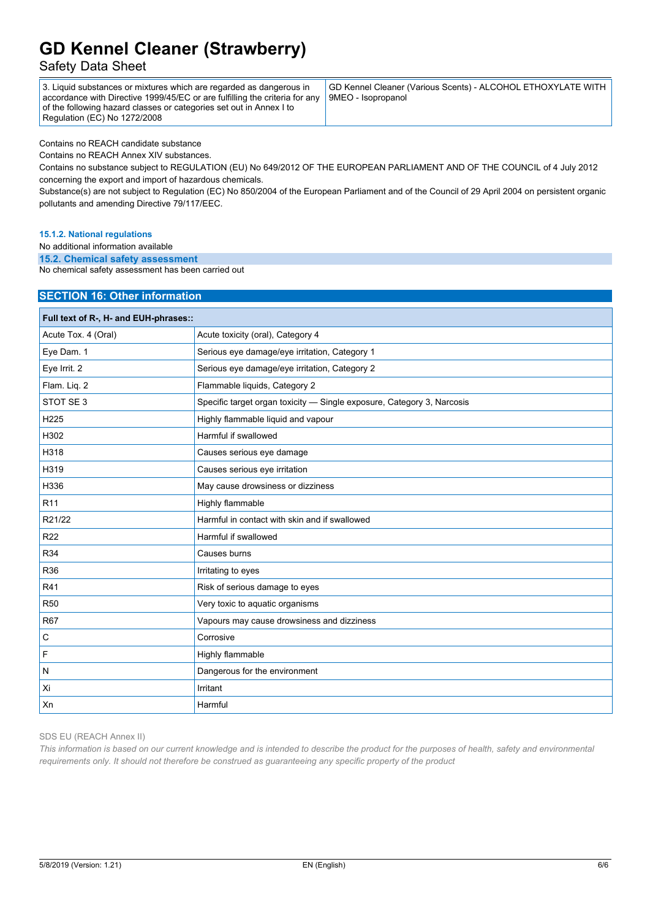| | |
|---|---|
| 3. Liquid substances or mixtures which are regarded as dangerous in accordance with Directive 1999/45/EC or are fulfilling the criteria for any of the following hazard classes or categories set out in Annex I to Regulation (EC) No 1272/2008 | GD Kennel Cleaner (Various Scents) - ALCOHOL ETHOXYLATE WITH 9MEO - Isopropanol |

Contains no REACH candidate substance

Contains no REACH Annex XIV substances.

Contains no substance subject to REGULATION (EU) No 649/2012 OF THE EUROPEAN PARLIAMENT AND OF THE COUNCIL of 4 July 2012 concerning the export and import of hazardous chemicals.

Substance(s) are not subject to Regulation (EC) No 850/2004 of the European Parliament and of the Council of 29 April 2004 on persistent organic pollutants and amending Directive 79/117/EEC.

#### 15.1.2. National regulations

No additional information available

### 15.2. Chemical safety assessment

No chemical safety assessment has been carried out

## SECTION 16: Other information

| Full text of R-, H- and EUH-phrases:: | |
|---|---|
| Acute Tox. 4 (Oral) | Acute toxicity (oral), Category 4 |
| Eye Dam. 1 | Serious eye damage/eye irritation, Category 1 |
| Eye Irrit. 2 | Serious eye damage/eye irritation, Category 2 |
| Flam. Liq. 2 | Flammable liquids, Category 2 |
| STOT SE 3 | Specific target organ toxicity — Single exposure, Category 3, Narcosis |
| H225 | Highly flammable liquid and vapour |
| H302 | Harmful if swallowed |
| H318 | Causes serious eye damage |
| H319 | Causes serious eye irritation |
| H336 | May cause drowsiness or dizziness |
| R11 | Highly flammable |
| R21/22 | Harmful in contact with skin and if swallowed |
| R22 | Harmful if swallowed |
| R34 | Causes burns |
| R36 | Irritating to eyes |
| R41 | Risk of serious damage to eyes |
| R50 | Very toxic to aquatic organisms |
| R67 | Vapours may cause drowsiness and dizziness |
| C | Corrosive |
| F | Highly flammable |
| N | Dangerous for the environment |
| Xi | Irritant |
| Xn | Harmful |

SDS EU (REACH Annex II)

*This information is based on our current knowledge and is intended to describe the product for the purposes of health, safety and environmental requirements only. It should not therefore be construed as guaranteeing any specific property of the product*